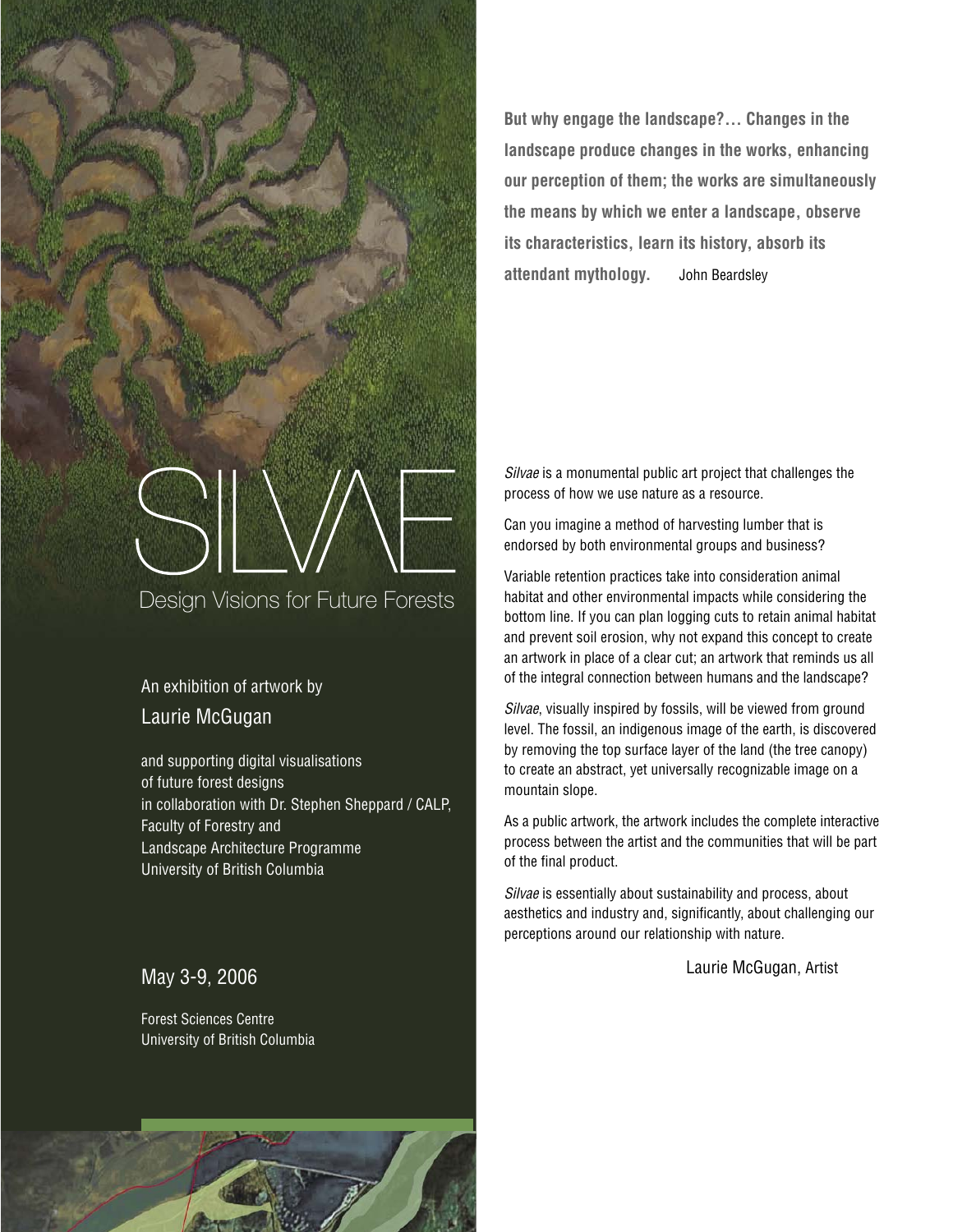# SILVAE

## Design Visions for Future Forests

An exhibition of artwork by

Laurie McGugan

and supporting digital visualisations
of future forest designs
in collaboration with Dr. Stephen Sheppard / CALP,
Faculty of Forestry and
Landscape Architecture Programme
University of British Columbia

May 3-9, 2006

Forest Sciences Centre
University of British Columbia

**But why engage the landscape?… Changes in the landscape produce changes in the works, enhancing our perception of them; the works are simultaneously the means by which we enter a landscape, observe its characteristics, learn its history, absorb its attendant mythology.** John Beardsley

*Silvae* is a monumental public art project that challenges the process of how we use nature as a resource.

Can you imagine a method of harvesting lumber that is endorsed by both environmental groups and business?

Variable retention practices take into consideration animal habitat and other environmental impacts while considering the bottom line. If you can plan logging cuts to retain animal habitat and prevent soil erosion, why not expand this concept to create an artwork in place of a clear cut; an artwork that reminds us all of the integral connection between humans and the landscape?

*Silvae*, visually inspired by fossils, will be viewed from ground level. The fossil, an indigenous image of the earth, is discovered by removing the top surface layer of the land (the tree canopy) to create an abstract, yet universally recognizable image on a mountain slope.

As a public artwork, the artwork includes the complete interactive process between the artist and the communities that will be part of the final product.

*Silvae* is essentially about sustainability and process, about aesthetics and industry and, significantly, about challenging our perceptions around our relationship with nature.

Laurie McGugan, Artist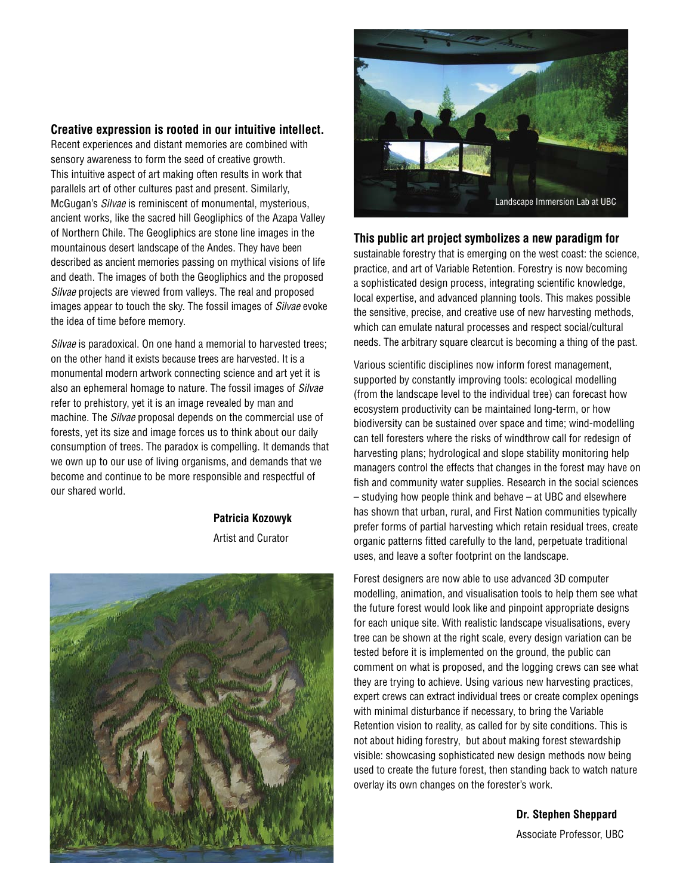**Creative expression is rooted in our intuitive intellect.** Recent experiences and distant memories are combined with sensory awareness to form the seed of creative growth. This intuitive aspect of art making often results in work that parallels art of other cultures past and present. Similarly, McGugan's *Silvae* is reminiscent of monumental, mysterious, ancient works, like the sacred hill Geogliphics of the Azapa Valley of Northern Chile. The Geogliphics are stone line images in the mountainous desert landscape of the Andes. They have been described as ancient memories passing on mythical visions of life and death. The images of both the Geogliphics and the proposed *Silvae* projects are viewed from valleys. The real and proposed images appear to touch the sky. The fossil images of *Silvae* evoke the idea of time before memory.

*Silvae* is paradoxical. On one hand a memorial to harvested trees; on the other hand it exists because trees are harvested. It is a monumental modern artwork connecting science and art yet it is also an ephemeral homage to nature. The fossil images of *Silvae* refer to prehistory, yet it is an image revealed by man and machine. The *Silvae* proposal depends on the commercial use of forests, yet its size and image forces us to think about our daily consumption of trees. The paradox is compelling. It demands that we own up to our use of living organisms, and demands that we become and continue to be more responsible and respectful of our shared world.

**Patricia Kozowyk**
Artist and Curator

Landscape Immersion Lab at UBC

**This public art project symbolizes a new paradigm for** sustainable forestry that is emerging on the west coast: the science, practice, and art of Variable Retention. Forestry is now becoming a sophisticated design process, integrating scientific knowledge, local expertise, and advanced planning tools. This makes possible the sensitive, precise, and creative use of new harvesting methods, which can emulate natural processes and respect social/cultural needs. The arbitrary square clearcut is becoming a thing of the past.

Various scientific disciplines now inform forest management, supported by constantly improving tools: ecological modelling (from the landscape level to the individual tree) can forecast how ecosystem productivity can be maintained long-term, or how biodiversity can be sustained over space and time; wind-modelling can tell foresters where the risks of windthrow call for redesign of harvesting plans; hydrological and slope stability monitoring help managers control the effects that changes in the forest may have on fish and community water supplies. Research in the social sciences – studying how people think and behave – at UBC and elsewhere has shown that urban, rural, and First Nation communities typically prefer forms of partial harvesting which retain residual trees, create organic patterns fitted carefully to the land, perpetuate traditional uses, and leave a softer footprint on the landscape.

Forest designers are now able to use advanced 3D computer modelling, animation, and visualisation tools to help them see what the future forest would look like and pinpoint appropriate designs for each unique site. With realistic landscape visualisations, every tree can be shown at the right scale, every design variation can be tested before it is implemented on the ground, the public can comment on what is proposed, and the logging crews can see what they are trying to achieve. Using various new harvesting practices, expert crews can extract individual trees or create complex openings with minimal disturbance if necessary, to bring the Variable Retention vision to reality, as called for by site conditions. This is not about hiding forestry, but about making forest stewardship visible: showcasing sophisticated new design methods now being used to create the future forest, then standing back to watch nature overlay its own changes on the forester's work.

**Dr. Stephen Sheppard**
Associate Professor, UBC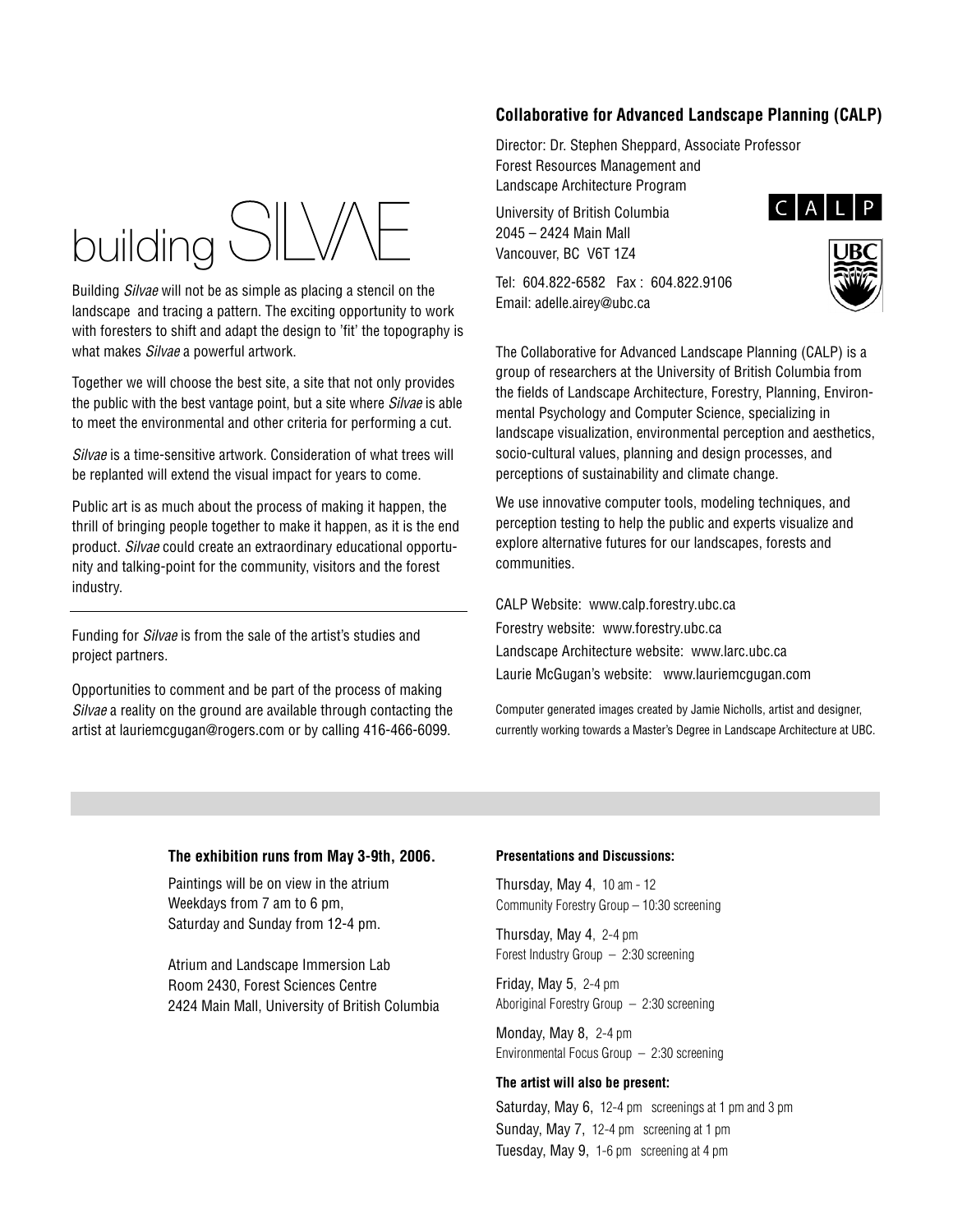# building SILVAE

Building *Silvae* will not be as simple as placing a stencil on the landscape and tracing a pattern. The exciting opportunity to work with foresters to shift and adapt the design to 'fit' the topography is what makes *Silvae* a powerful artwork.

Together we will choose the best site, a site that not only provides the public with the best vantage point, but a site where *Silvae* is able to meet the environmental and other criteria for performing a cut.

*Silvae* is a time-sensitive artwork. Consideration of what trees will be replanted will extend the visual impact for years to come.

Public art is as much about the process of making it happen, the thrill of bringing people together to make it happen, as it is the end product. *Silvae* could create an extraordinary educational opportunity and talking-point for the community, visitors and the forest industry.

---

Funding for *Silvae* is from the sale of the artist's studies and project partners.

Opportunities to comment and be part of the process of making *Silvae* a reality on the ground are available through contacting the artist at lauriemcgugan@rogers.com or by calling 416-466-6099.

## Collaborative for Advanced Landscape Planning (CALP)

Director: Dr. Stephen Sheppard, Associate Professor
Forest Resources Management and
Landscape Architecture Program

University of British Columbia
2045 – 2424 Main Mall
Vancouver, BC V6T 1Z4

Tel: 604.822-6582 Fax : 604.822.9106
Email: adelle.airey@ubc.ca

The Collaborative for Advanced Landscape Planning (CALP) is a group of researchers at the University of British Columbia from the fields of Landscape Architecture, Forestry, Planning, Environmental Psychology and Computer Science, specializing in landscape visualization, environmental perception and aesthetics, socio-cultural values, planning and design processes, and perceptions of sustainability and climate change.

We use innovative computer tools, modeling techniques, and perception testing to help the public and experts visualize and explore alternative futures for our landscapes, forests and communities.

CALP Website: www.calp.forestry.ubc.ca
Forestry website: www.forestry.ubc.ca
Landscape Architecture website: www.larc.ubc.ca
Laurie McGugan's website: www.lauriemcgugan.com

Computer generated images created by Jamie Nicholls, artist and designer, currently working towards a Master's Degree in Landscape Architecture at UBC.

**The exhibition runs from May 3-9th, 2006.**

Paintings will be on view in the atrium
Weekdays from 7 am to 6 pm,
Saturday and Sunday from 12-4 pm.

Atrium and Landscape Immersion Lab
Room 2430, Forest Sciences Centre
2424 Main Mall, University of British Columbia

**Presentations and Discussions:**

Thursday, May 4, 10 am - 12
Community Forestry Group – 10:30 screening

Thursday, May 4, 2-4 pm
Forest Industry Group – 2:30 screening

Friday, May 5, 2-4 pm
Aboriginal Forestry Group – 2:30 screening

Monday, May 8, 2-4 pm
Environmental Focus Group – 2:30 screening

**The artist will also be present:**

Saturday, May 6, 12-4 pm screenings at 1 pm and 3 pm
Sunday, May 7, 12-4 pm screening at 1 pm
Tuesday, May 9, 1-6 pm screening at 4 pm